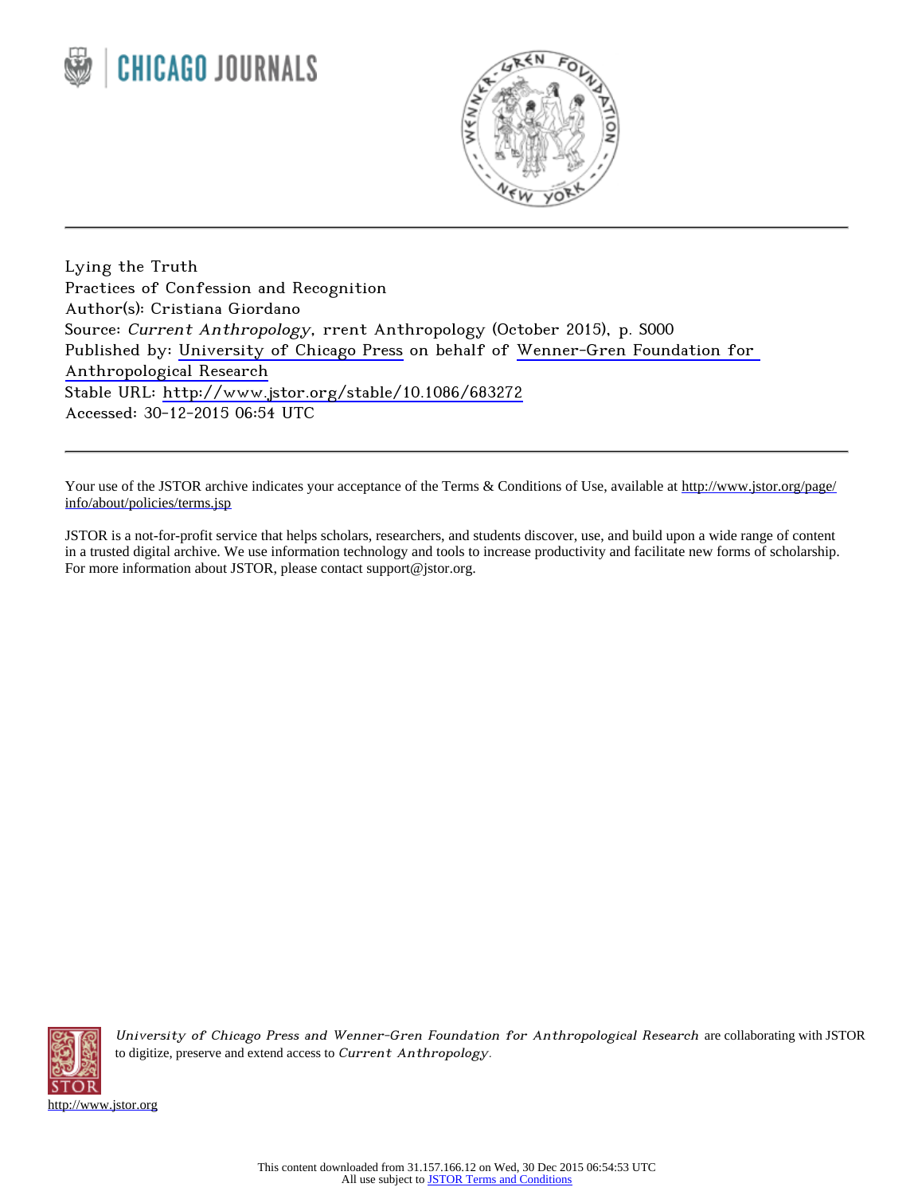Lying the Truth

Practices of Confession and Recognition

Author(s): Cristiana Giordano

Source: *Current Anthropology*, rrent Anthropology (October 2015), p. S000

Published by: University of Chicago Press on behalf of Wenner-Gren Foundation for Anthropological Research

Stable URL: http://www.jstor.org/stable/10.1086/683272

Accessed: 30-12-2015 06:54 UTC

Your use of the JSTOR archive indicates your acceptance of the Terms & Conditions of Use, available at http://www.jstor.org/page/info/about/policies/terms.jsp

JSTOR is a not-for-profit service that helps scholars, researchers, and students discover, use, and build upon a wide range of content in a trusted digital archive. We use information technology and tools to increase productivity and facilitate new forms of scholarship. For more information about JSTOR, please contact support@jstor.org.

*University of Chicago Press and Wenner-Gren Foundation for Anthropological Research* are collaborating with JSTOR to digitize, preserve and extend access to *Current Anthropology*.

http://www.jstor.org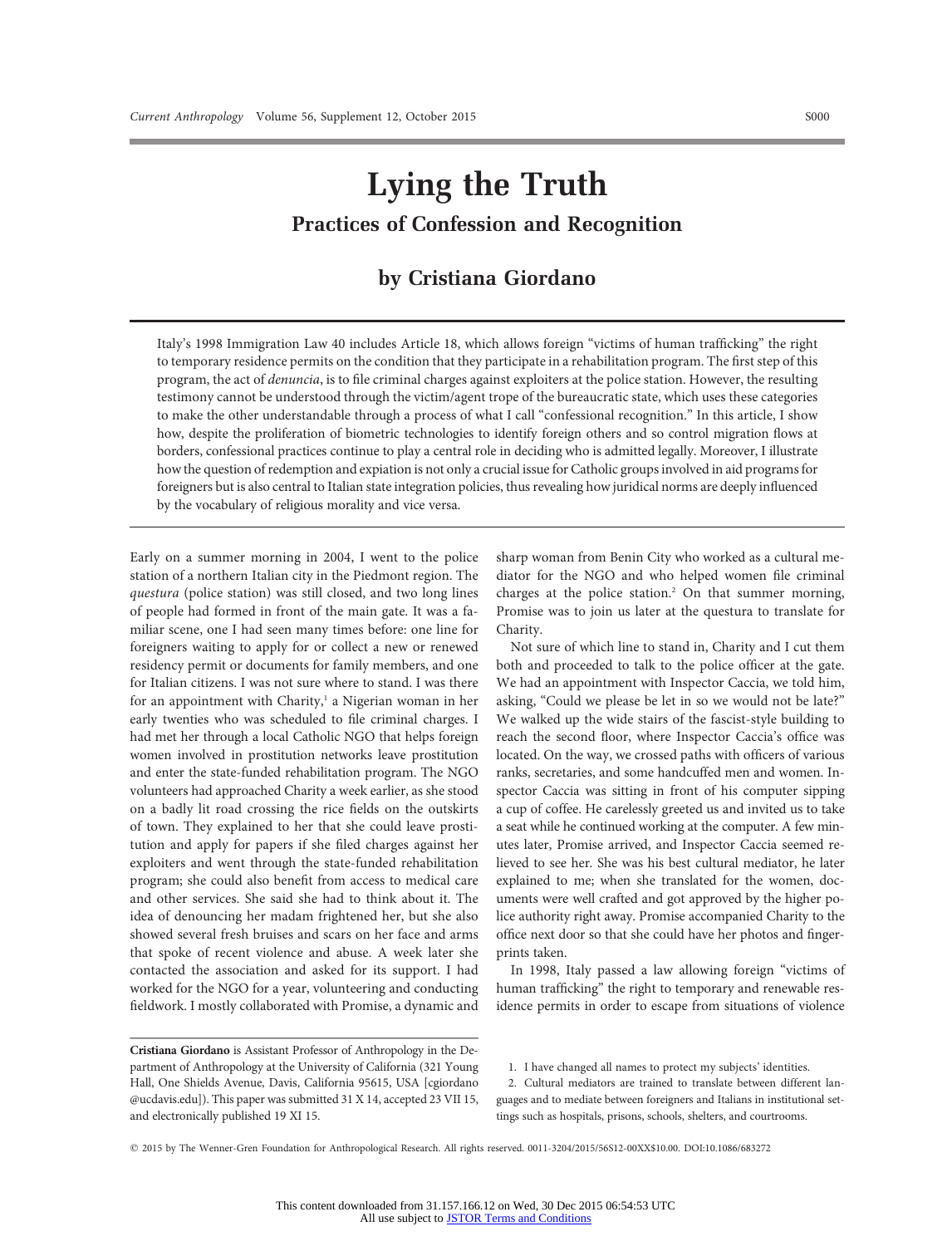# Lying the Truth

## Practices of Confession and Recognition

### by Cristiana Giordano

Italy's 1998 Immigration Law 40 includes Article 18, which allows foreign "victims of human trafficking" the right to temporary residence permits on the condition that they participate in a rehabilitation program. The first step of this program, the act of *denuncia*, is to file criminal charges against exploiters at the police station. However, the resulting testimony cannot be understood through the victim/agent trope of the bureaucratic state, which uses these categories to make the other understandable through a process of what I call "confessional recognition." In this article, I show how, despite the proliferation of biometric technologies to identify foreign others and so control migration flows at borders, confessional practices continue to play a central role in deciding who is admitted legally. Moreover, I illustrate how the question of redemption and expiation is not only a crucial issue for Catholic groups involved in aid programs for foreigners but is also central to Italian state integration policies, thus revealing how juridical norms are deeply influenced by the vocabulary of religious morality and vice versa.

Early on a summer morning in 2004, I went to the police station of a northern Italian city in the Piedmont region. The *questura* (police station) was still closed, and two long lines of people had formed in front of the main gate. It was a familiar scene, one I had seen many times before: one line for foreigners waiting to apply for or collect a new or renewed residency permit or documents for family members, and one for Italian citizens. I was not sure where to stand. I was there for an appointment with Charity,[1] a Nigerian woman in her early twenties who was scheduled to file criminal charges. I had met her through a local Catholic NGO that helps foreign women involved in prostitution networks leave prostitution and enter the state-funded rehabilitation program. The NGO volunteers had approached Charity a week earlier, as she stood on a badly lit road crossing the rice fields on the outskirts of town. They explained to her that she could leave prostitution and apply for papers if she filed charges against her exploiters and went through the state-funded rehabilitation program; she could also benefit from access to medical care and other services. She said she had to think about it. The idea of denouncing her madam frightened her, but she also showed several fresh bruises and scars on her face and arms that spoke of recent violence and abuse. A week later she contacted the association and asked for its support. I had worked for the NGO for a year, volunteering and conducting fieldwork. I mostly collaborated with Promise, a dynamic and sharp woman from Benin City who worked as a cultural mediator for the NGO and who helped women file criminal charges at the police station.[2] On that summer morning, Promise was to join us later at the questura to translate for Charity.

Not sure of which line to stand in, Charity and I cut them both and proceeded to talk to the police officer at the gate. We had an appointment with Inspector Caccia, we told him, asking, "Could we please be let in so we would not be late?" We walked up the wide stairs of the fascist-style building to reach the second floor, where Inspector Caccia's office was located. On the way, we crossed paths with officers of various ranks, secretaries, and some handcuffed men and women. Inspector Caccia was sitting in front of his computer sipping a cup of coffee. He carelessly greeted us and invited us to take a seat while he continued working at the computer. A few minutes later, Promise arrived, and Inspector Caccia seemed relieved to see her. She was his best cultural mediator, he later explained to me; when she translated for the women, documents were well crafted and got approved by the higher police authority right away. Promise accompanied Charity to the office next door so that she could have her photos and fingerprints taken.

In 1998, Italy passed a law allowing foreign "victims of human trafficking" the right to temporary and renewable residence permits in order to escape from situations of violence

---

**Cristiana Giordano** is Assistant Professor of Anthropology in the Department of Anthropology at the University of California (321 Young Hall, One Shields Avenue, Davis, California 95615, USA [cgiordano@ucdavis.edu]). This paper was submitted 31 X 14, accepted 23 VII 15, and electronically published 19 XI 15.

1. I have changed all names to protect my subjects' identities.

2. Cultural mediators are trained to translate between different languages and to mediate between foreigners and Italians in institutional settings such as hospitals, prisons, schools, shelters, and courtrooms.

© 2015 by The Wenner-Gren Foundation for Anthropological Research. All rights reserved. 0011-3204/2015/56S12-00XX$10.00. DOI:10.1086/683272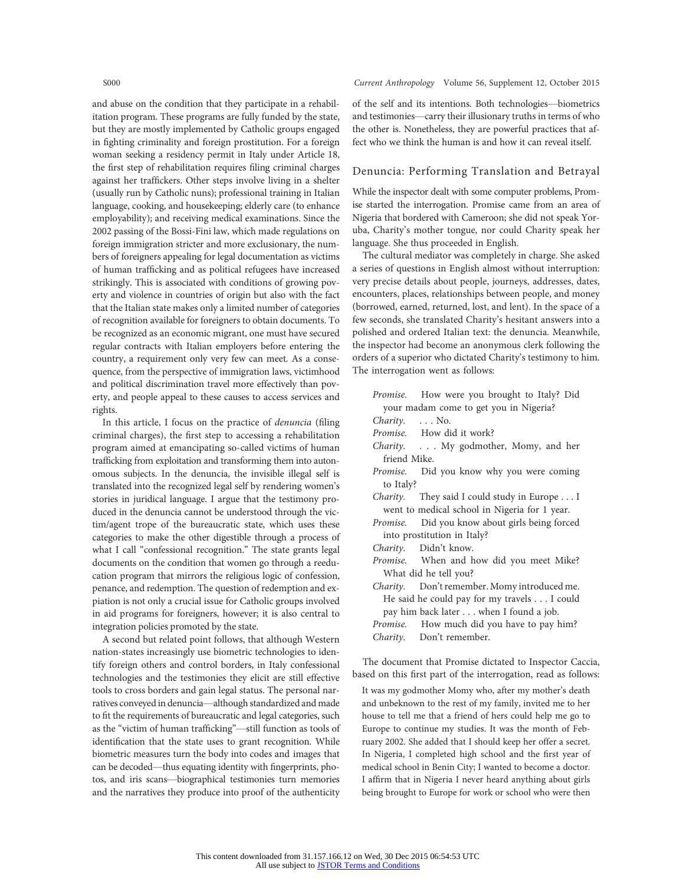and abuse on the condition that they participate in a rehabilitation program. These programs are fully funded by the state, but they are mostly implemented by Catholic groups engaged in fighting criminality and foreign prostitution. For a foreign woman seeking a residency permit in Italy under Article 18, the first step of rehabilitation requires filing criminal charges against her traffickers. Other steps involve living in a shelter (usually run by Catholic nuns); professional training in Italian language, cooking, and housekeeping; elderly care (to enhance employability); and receiving medical examinations. Since the 2002 passing of the Bossi-Fini law, which made regulations on foreign immigration stricter and more exclusionary, the numbers of foreigners appealing for legal documentation as victims of human trafficking and as political refugees have increased strikingly. This is associated with conditions of growing poverty and violence in countries of origin but also with the fact that the Italian state makes only a limited number of categories of recognition available for foreigners to obtain documents. To be recognized as an economic migrant, one must have secured regular contracts with Italian employers before entering the country, a requirement only very few can meet. As a consequence, from the perspective of immigration laws, victimhood and political discrimination travel more effectively than poverty, and people appeal to these causes to access services and rights.

In this article, I focus on the practice of *denuncia* (filing criminal charges), the first step to accessing a rehabilitation program aimed at emancipating so-called victims of human trafficking from exploitation and transforming them into autonomous subjects. In the denuncia, the invisible illegal self is translated into the recognized legal self by rendering women's stories in juridical language. I argue that the testimony produced in the denuncia cannot be understood through the victim/agent trope of the bureaucratic state, which uses these categories to make the other digestible through a process of what I call "confessional recognition." The state grants legal documents on the condition that women go through a reeducation program that mirrors the religious logic of confession, penance, and redemption. The question of redemption and expiation is not only a crucial issue for Catholic groups involved in aid programs for foreigners, however; it is also central to integration policies promoted by the state.

A second but related point follows, that although Western nation-states increasingly use biometric technologies to identify foreign others and control borders, in Italy confessional technologies and the testimonies they elicit are still effective tools to cross borders and gain legal status. The personal narratives conveyed in denuncia—although standardized and made to fit the requirements of bureaucratic and legal categories, such as the "victim of human trafficking"—still function as tools of identification that the state uses to grant recognition. While biometric measures turn the body into codes and images that can be decoded—thus equating identity with fingerprints, photos, and iris scans—biographical testimonies turn memories and the narratives they produce into proof of the authenticity of the self and its intentions. Both technologies—biometrics and testimonies—carry their illusionary truths in terms of who the other is. Nonetheless, they are powerful practices that affect who we think the human is and how it can reveal itself.

## Denuncia: Performing Translation and Betrayal

While the inspector dealt with some computer problems, Promise started the interrogation. Promise came from an area of Nigeria that bordered with Cameroon; she did not speak Yoruba, Charity's mother tongue, nor could Charity speak her language. She thus proceeded in English.

The cultural mediator was completely in charge. She asked a series of questions in English almost without interruption: very precise details about people, journeys, addresses, dates, encounters, places, relationships between people, and money (borrowed, earned, returned, lost, and lent). In the space of a few seconds, she translated Charity's hesitant answers into a polished and ordered Italian text: the denuncia. Meanwhile, the inspector had become an anonymous clerk following the orders of a superior who dictated Charity's testimony to him. The interrogation went as follows:

> *Promise.* How were you brought to Italy? Did your madam come to get you in Nigeria?
>
> *Charity.* . . . No.
>
> *Promise.* How did it work?
>
> *Charity.* . . . My godmother, Momy, and her friend Mike.
>
> *Promise.* Did you know why you were coming to Italy?
>
> *Charity.* They said I could study in Europe . . . I went to medical school in Nigeria for 1 year.
>
> *Promise.* Did you know about girls being forced into prostitution in Italy?
>
> *Charity.* Didn't know.
>
> *Promise.* When and how did you meet Mike? What did he tell you?
>
> *Charity.* Don't remember. Momy introduced me. He said he could pay for my travels . . . I could pay him back later . . . when I found a job.
>
> *Promise.* How much did you have to pay him?
>
> *Charity.* Don't remember.

The document that Promise dictated to Inspector Caccia, based on this first part of the interrogation, read as follows:

> It was my godmother Momy who, after my mother's death and unbeknown to the rest of my family, invited me to her house to tell me that a friend of hers could help me go to Europe to continue my studies. It was the month of February 2002. She added that I should keep her offer a secret. In Nigeria, I completed high school and the first year of medical school in Benin City; I wanted to become a doctor. I affirm that in Nigeria I never heard anything about girls being brought to Europe for work or school who were then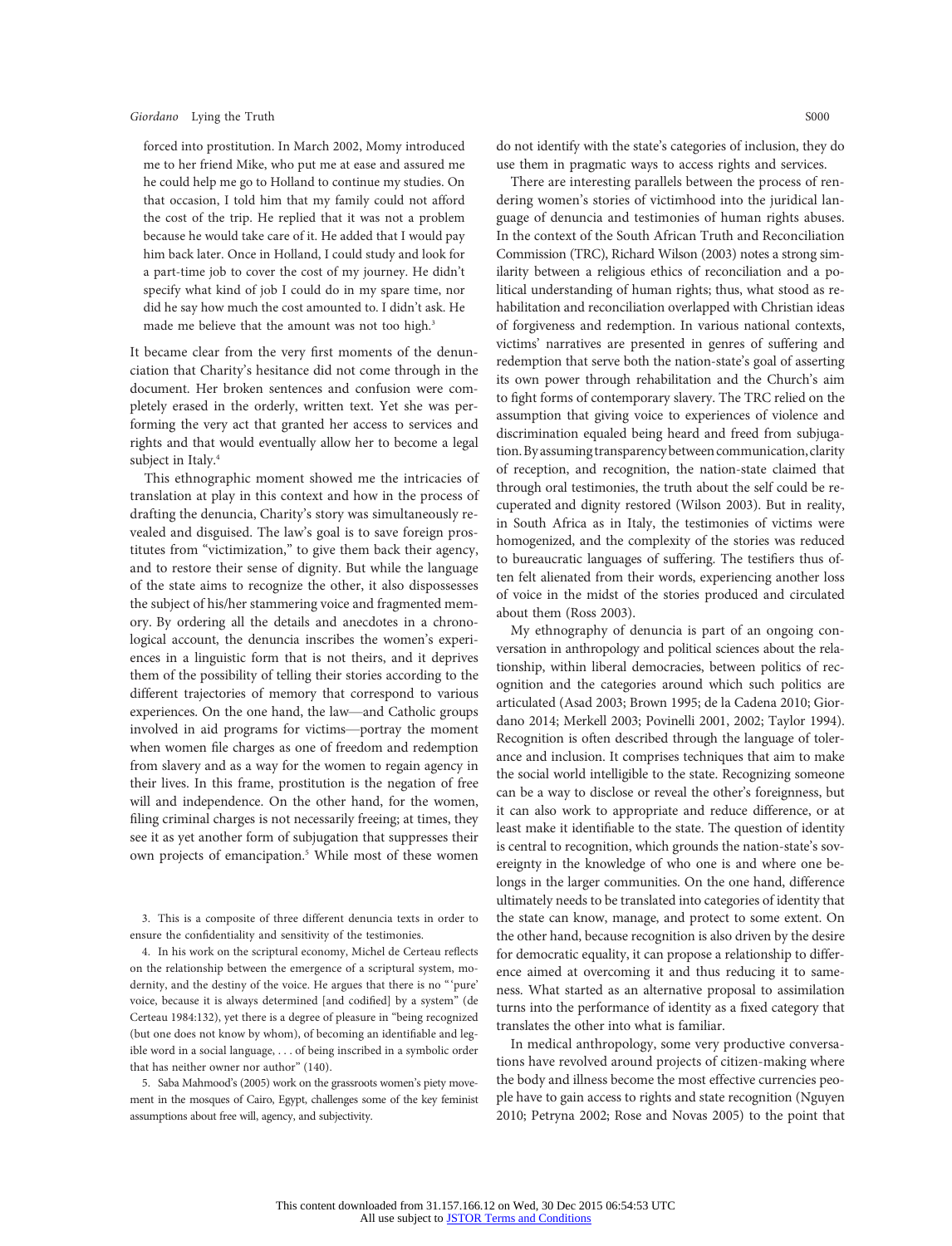forced into prostitution. In March 2002, Momy introduced me to her friend Mike, who put me at ease and assured me he could help me go to Holland to continue my studies. On that occasion, I told him that my family could not afford the cost of the trip. He replied that it was not a problem because he would take care of it. He added that I would pay him back later. Once in Holland, I could study and look for a part-time job to cover the cost of my journey. He didn't specify what kind of job I could do in my spare time, nor did he say how much the cost amounted to. I didn't ask. He made me believe that the amount was not too high.[3]

It became clear from the very first moments of the denunciation that Charity's hesitance did not come through in the document. Her broken sentences and confusion were completely erased in the orderly, written text. Yet she was performing the very act that granted her access to services and rights and that would eventually allow her to become a legal subject in Italy.[4]

This ethnographic moment showed me the intricacies of translation at play in this context and how in the process of drafting the denuncia, Charity's story was simultaneously revealed and disguised. The law's goal is to save foreign prostitutes from "victimization," to give them back their agency, and to restore their sense of dignity. But while the language of the state aims to recognize the other, it also dispossesses the subject of his/her stammering voice and fragmented memory. By ordering all the details and anecdotes in a chronological account, the denuncia inscribes the women's experiences in a linguistic form that is not theirs, and it deprives them of the possibility of telling their stories according to the different trajectories of memory that correspond to various experiences. On the one hand, the law—and Catholic groups involved in aid programs for victims—portray the moment when women file charges as one of freedom and redemption from slavery and as a way for the women to regain agency in their lives. In this frame, prostitution is the negation of free will and independence. On the other hand, for the women, filing criminal charges is not necessarily freeing; at times, they see it as yet another form of subjugation that suppresses their own projects of emancipation.[5] While most of these women do not identify with the state's categories of inclusion, they do use them in pragmatic ways to access rights and services.

There are interesting parallels between the process of rendering women's stories of victimhood into the juridical language of denuncia and testimonies of human rights abuses. In the context of the South African Truth and Reconciliation Commission (TRC), Richard Wilson (2003) notes a strong similarity between a religious ethics of reconciliation and a political understanding of human rights; thus, what stood as rehabilitation and reconciliation overlapped with Christian ideas of forgiveness and redemption. In various national contexts, victims' narratives are presented in genres of suffering and redemption that serve both the nation-state's goal of asserting its own power through rehabilitation and the Church's aim to fight forms of contemporary slavery. The TRC relied on the assumption that giving voice to experiences of violence and discrimination equaled being heard and freed from subjugation. By assuming transparency between communication, clarity of reception, and recognition, the nation-state claimed that through oral testimonies, the truth about the self could be recuperated and dignity restored (Wilson 2003). But in reality, in South Africa as in Italy, the testimonies of victims were homogenized, and the complexity of the stories was reduced to bureaucratic languages of suffering. The testifiers thus often felt alienated from their words, experiencing another loss of voice in the midst of the stories produced and circulated about them (Ross 2003).

My ethnography of denuncia is part of an ongoing conversation in anthropology and political sciences about the relationship, within liberal democracies, between politics of recognition and the categories around which such politics are articulated (Asad 2003; Brown 1995; de la Cadena 2010; Giordano 2014; Merkell 2003; Povinelli 2001, 2002; Taylor 1994). Recognition is often described through the language of tolerance and inclusion. It comprises techniques that aim to make the social world intelligible to the state. Recognizing someone can be a way to disclose or reveal the other's foreignness, but it can also work to appropriate and reduce difference, or at least make it identifiable to the state. The question of identity is central to recognition, which grounds the nation-state's sovereignty in the knowledge of who one is and where one belongs in the larger communities. On the one hand, difference ultimately needs to be translated into categories of identity that the state can know, manage, and protect to some extent. On the other hand, because recognition is also driven by the desire for democratic equality, it can propose a relationship to difference aimed at overcoming it and thus reducing it to sameness. What started as an alternative proposal to assimilation turns into the performance of identity as a fixed category that translates the other into what is familiar.

In medical anthropology, some very productive conversations have revolved around projects of citizen-making where the body and illness become the most effective currencies people have to gain access to rights and state recognition (Nguyen 2010; Petryna 2002; Rose and Novas 2005) to the point that

3. This is a composite of three different denuncia texts in order to ensure the confidentiality and sensitivity of the testimonies.

4. In his work on the scriptural economy, Michel de Certeau reflects on the relationship between the emergence of a scriptural system, modernity, and the destiny of the voice. He argues that there is no "'pure' voice, because it is always determined [and codified] by a system" (de Certeau 1984:132), yet there is a degree of pleasure in "being recognized (but one does not know by whom), of becoming an identifiable and legible word in a social language, . . . of being inscribed in a symbolic order that has neither owner nor author" (140).

5. Saba Mahmood's (2005) work on the grassroots women's piety movement in the mosques of Cairo, Egypt, challenges some of the key feminist assumptions about free will, agency, and subjectivity.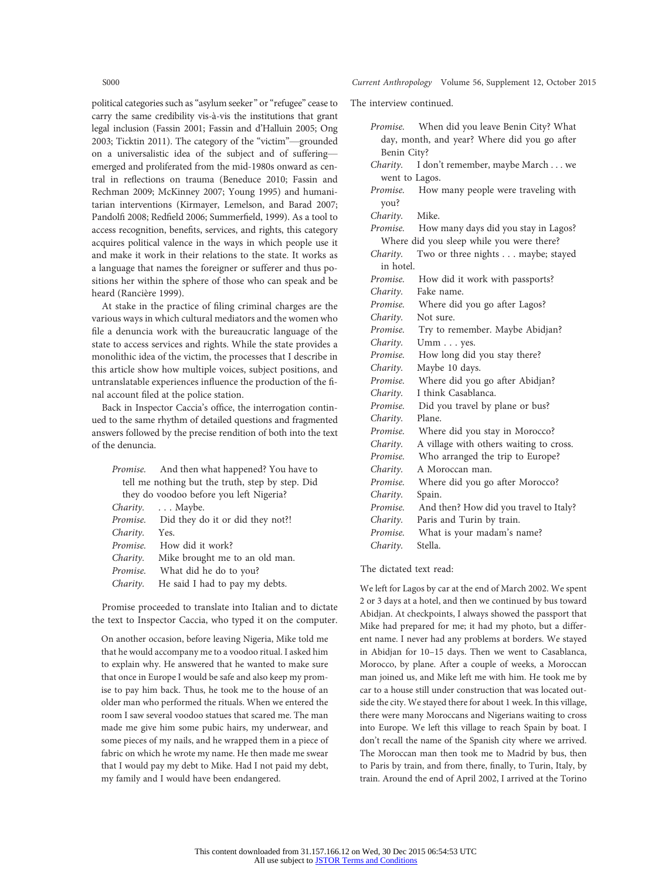political categories such as "asylum seeker" or "refugee" cease to carry the same credibility vis-à-vis the institutions that grant legal inclusion (Fassin 2001; Fassin and d'Halluin 2005; Ong 2003; Ticktin 2011). The category of the "victim"—grounded on a universalistic idea of the subject and of suffering—emerged and proliferated from the mid-1980s onward as central in reflections on trauma (Beneduce 2010; Fassin and Rechman 2009; McKinney 2007; Young 1995) and humanitarian interventions (Kirmayer, Lemelson, and Barad 2007; Pandolfi 2008; Redfield 2006; Summerfield, 1999). As a tool to access recognition, benefits, services, and rights, this category acquires political valence in the ways in which people use it and make it work in their relations to the state. It works as a language that names the foreigner or sufferer and thus positions her within the sphere of those who can speak and be heard (Rancière 1999).

At stake in the practice of filing criminal charges are the various ways in which cultural mediators and the women who file a denuncia work with the bureaucratic language of the state to access services and rights. While the state provides a monolithic idea of the victim, the processes that I describe in this article show how multiple voices, subject positions, and untranslatable experiences influence the production of the final account filed at the police station.

Back in Inspector Caccia's office, the interrogation continued to the same rhythm of detailed questions and fragmented answers followed by the precise rendition of both into the text of the denuncia.

> *Promise.* And then what happened? You have to tell me nothing but the truth, step by step. Did they do voodoo before you left Nigeria?
>
> *Charity.* . . . Maybe.
>
> *Promise.* Did they do it or did they not?!
>
> *Charity.* Yes.
>
> *Promise.* How did it work?
>
> *Charity.* Mike brought me to an old man.
>
> *Promise.* What did he do to you?
>
> *Charity.* He said I had to pay my debts.

Promise proceeded to translate into Italian and to dictate the text to Inspector Caccia, who typed it on the computer.

> On another occasion, before leaving Nigeria, Mike told me that he would accompany me to a voodoo ritual. I asked him to explain why. He answered that he wanted to make sure that once in Europe I would be safe and also keep my promise to pay him back. Thus, he took me to the house of an older man who performed the rituals. When we entered the room I saw several voodoo statues that scared me. The man made me give him some pubic hairs, my underwear, and some pieces of my nails, and he wrapped them in a piece of fabric on which he wrote my name. He then made me swear that I would pay my debt to Mike. Had I not paid my debt, my family and I would have been endangered.

The interview continued.

> *Promise.* When did you leave Benin City? What day, month, and year? Where did you go after Benin City?
>
> *Charity.* I don't remember, maybe March . . . we went to Lagos.
>
> *Promise.* How many people were traveling with you?
>
> *Charity.* Mike.
>
> *Promise.* How many days did you stay in Lagos? Where did you sleep while you were there?
>
> *Charity.* Two or three nights . . . maybe; stayed in hotel.
>
> *Promise.* How did it work with passports?
>
> *Charity.* Fake name.
>
> *Promise.* Where did you go after Lagos?
>
> *Charity.* Not sure.
>
> *Promise.* Try to remember. Maybe Abidjan?
>
> *Charity.* Umm . . . yes.
>
> *Promise.* How long did you stay there?
>
> *Charity.* Maybe 10 days.
>
> *Promise.* Where did you go after Abidjan?
>
> *Charity.* I think Casablanca.
>
> *Promise.* Did you travel by plane or bus?
>
> *Charity.* Plane.
>
> *Promise.* Where did you stay in Morocco?
>
> *Charity.* A village with others waiting to cross.
>
> *Promise.* Who arranged the trip to Europe?
>
> *Charity.* A Moroccan man.
>
> *Promise.* Where did you go after Morocco?
>
> *Charity.* Spain.
>
> *Promise.* And then? How did you travel to Italy?
>
> *Charity.* Paris and Turin by train.
>
> *Promise.* What is your madam's name?
>
> *Charity.* Stella.

The dictated text read:

> We left for Lagos by car at the end of March 2002. We spent 2 or 3 days at a hotel, and then we continued by bus toward Abidjan. At checkpoints, I always showed the passport that Mike had prepared for me; it had my photo, but a different name. I never had any problems at borders. We stayed in Abidjan for 10–15 days. Then we went to Casablanca, Morocco, by plane. After a couple of weeks, a Moroccan man joined us, and Mike left me with him. He took me by car to a house still under construction that was located outside the city. We stayed there for about 1 week. In this village, there were many Moroccans and Nigerians waiting to cross into Europe. We left this village to reach Spain by boat. I don't recall the name of the Spanish city where we arrived. The Moroccan man then took me to Madrid by bus, then to Paris by train, and from there, finally, to Turin, Italy, by train. Around the end of April 2002, I arrived at the Torino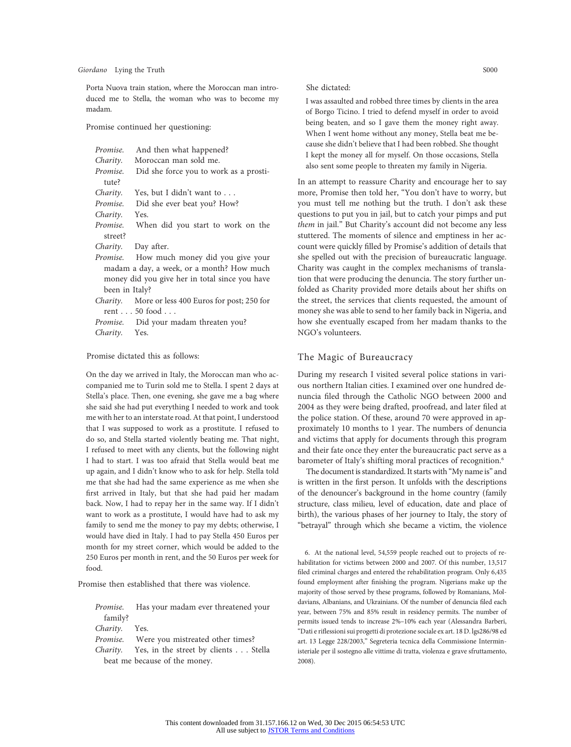Porta Nuova train station, where the Moroccan man introduced me to Stella, the woman who was to become my madam.

Promise continued her questioning:

> *Promise.* And then what happened?
> *Charity.* Moroccan man sold me.
> *Promise.* Did she force you to work as a prostitute?
> *Charity.* Yes, but I didn't want to . . .
> *Promise.* Did she ever beat you? How?
> *Charity.* Yes.
> *Promise.* When did you start to work on the street?
> *Charity.* Day after.
> *Promise.* How much money did you give your madam a day, a week, or a month? How much money did you give her in total since you have been in Italy?
> *Charity.* More or less 400 Euros for post; 250 for rent . . . 50 food . . .
> *Promise.* Did your madam threaten you?
> *Charity.* Yes.

Promise dictated this as follows:

> On the day we arrived in Italy, the Moroccan man who accompanied me to Turin sold me to Stella. I spent 2 days at Stella's place. Then, one evening, she gave me a bag where she said she had put everything I needed to work and took me with her to an interstate road. At that point, I understood that I was supposed to work as a prostitute. I refused to do so, and Stella started violently beating me. That night, I refused to meet with any clients, but the following night I had to start. I was too afraid that Stella would beat me up again, and I didn't know who to ask for help. Stella told me that she had had the same experience as me when she first arrived in Italy, but that she had paid her madam back. Now, I had to repay her in the same way. If I didn't want to work as a prostitute, I would have had to ask my family to send me the money to pay my debts; otherwise, I would have died in Italy. I had to pay Stella 450 Euros per month for my street corner, which would be added to the 250 Euros per month in rent, and the 50 Euros per week for food.

Promise then established that there was violence.

> *Promise.* Has your madam ever threatened your family?
> *Charity.* Yes.
> *Promise.* Were you mistreated other times?
> *Charity.* Yes, in the street by clients . . . Stella beat me because of the money.

She dictated:

> I was assaulted and robbed three times by clients in the area of Borgo Ticino. I tried to defend myself in order to avoid being beaten, and so I gave them the money right away. When I went home without any money, Stella beat me because she didn't believe that I had been robbed. She thought I kept the money all for myself. On those occasions, Stella also sent some people to threaten my family in Nigeria.

In an attempt to reassure Charity and encourage her to say more, Promise then told her, "You don't have to worry, but you must tell me nothing but the truth. I don't ask these questions to put you in jail, but to catch your pimps and put *them* in jail." But Charity's account did not become any less stuttered. The moments of silence and emptiness in her account were quickly filled by Promise's addition of details that she spelled out with the precision of bureaucratic language. Charity was caught in the complex mechanisms of translation that were producing the denuncia. The story further unfolded as Charity provided more details about her shifts on the street, the services that clients requested, the amount of money she was able to send to her family back in Nigeria, and how she eventually escaped from her madam thanks to the NGO's volunteers.

## The Magic of Bureaucracy

During my research I visited several police stations in various northern Italian cities. I examined over one hundred denuncia filed through the Catholic NGO between 2000 and 2004 as they were being drafted, proofread, and later filed at the police station. Of these, around 70 were approved in approximately 10 months to 1 year. The numbers of denuncia and victims that apply for documents through this program and their fate once they enter the bureaucratic pact serve as a barometer of Italy's shifting moral practices of recognition.[6]

The document is standardized. It starts with "My name is" and is written in the first person. It unfolds with the descriptions of the denouncer's background in the home country (family structure, class milieu, level of education, date and place of birth), the various phases of her journey to Italy, the story of "betrayal" through which she became a victim, the violence

6. At the national level, 54,559 people reached out to projects of rehabilitation for victims between 2000 and 2007. Of this number, 13,517 filed criminal charges and entered the rehabilitation program. Only 6,435 found employment after finishing the program. Nigerians make up the majority of those served by these programs, followed by Romanians, Moldavians, Albanians, and Ukrainians. Of the number of denuncia filed each year, between 75% and 85% result in residency permits. The number of permits issued tends to increase 2%–10% each year (Alessandra Barberi, "Dati e riflessioni sui progetti di protezione sociale ex art. 18 D. lgs286/98 ed art. 13 Legge 228/2003," Segreteria tecnica della Commissione Interministeriale per il sostegno alle vittime di tratta, violenza e grave sfruttamento, 2008).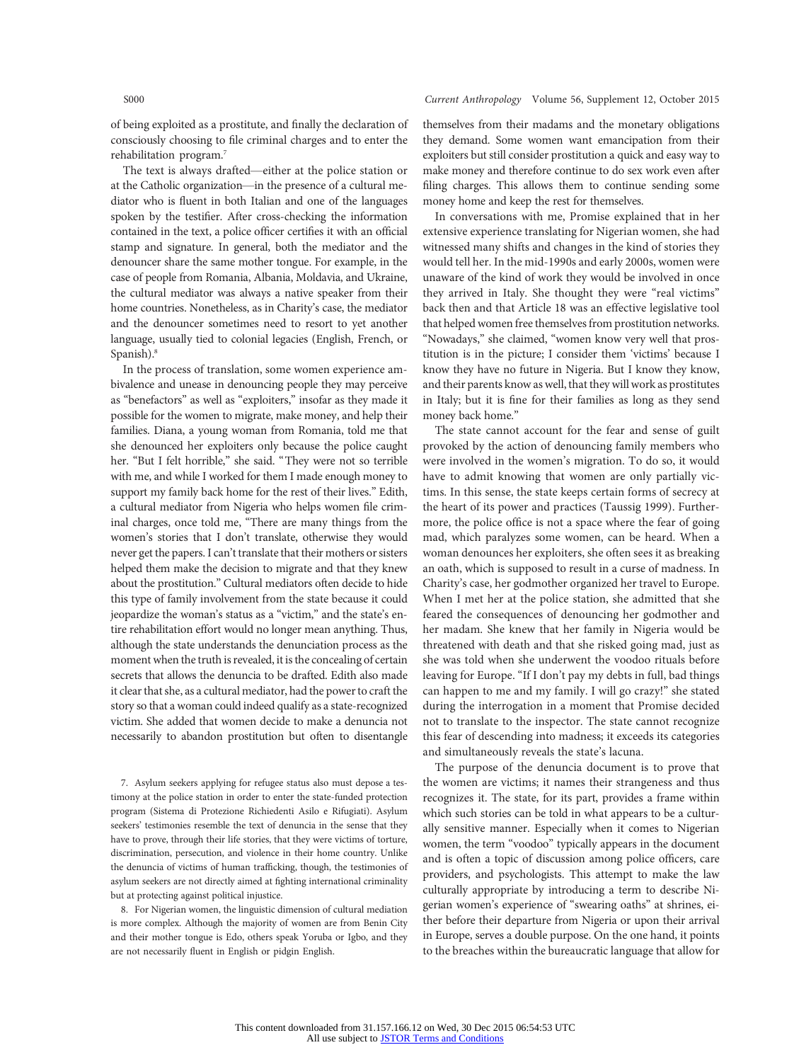of being exploited as a prostitute, and finally the declaration of consciously choosing to file criminal charges and to enter the rehabilitation program.[7]

The text is always drafted—either at the police station or at the Catholic organization—in the presence of a cultural mediator who is fluent in both Italian and one of the languages spoken by the testifier. After cross-checking the information contained in the text, a police officer certifies it with an official stamp and signature. In general, both the mediator and the denouncer share the same mother tongue. For example, in the case of people from Romania, Albania, Moldavia, and Ukraine, the cultural mediator was always a native speaker from their home countries. Nonetheless, as in Charity's case, the mediator and the denouncer sometimes need to resort to yet another language, usually tied to colonial legacies (English, French, or Spanish).[8]

In the process of translation, some women experience ambivalence and unease in denouncing people they may perceive as "benefactors" as well as "exploiters," insofar as they made it possible for the women to migrate, make money, and help their families. Diana, a young woman from Romania, told me that she denounced her exploiters only because the police caught her. "But I felt horrible," she said. "They were not so terrible with me, and while I worked for them I made enough money to support my family back home for the rest of their lives." Edith, a cultural mediator from Nigeria who helps women file criminal charges, once told me, "There are many things from the women's stories that I don't translate, otherwise they would never get the papers. I can't translate that their mothers or sisters helped them make the decision to migrate and that they knew about the prostitution." Cultural mediators often decide to hide this type of family involvement from the state because it could jeopardize the woman's status as a "victim," and the state's entire rehabilitation effort would no longer mean anything. Thus, although the state understands the denunciation process as the moment when the truth is revealed, it is the concealing of certain secrets that allows the denuncia to be drafted. Edith also made it clear that she, as a cultural mediator, had the power to craft the story so that a woman could indeed qualify as a state-recognized victim. She added that women decide to make a denuncia not necessarily to abandon prostitution but often to disentangle themselves from their madams and the monetary obligations they demand. Some women want emancipation from their exploiters but still consider prostitution a quick and easy way to make money and therefore continue to do sex work even after filing charges. This allows them to continue sending some money home and keep the rest for themselves.

In conversations with me, Promise explained that in her extensive experience translating for Nigerian women, she had witnessed many shifts and changes in the kind of stories they would tell her. In the mid-1990s and early 2000s, women were unaware of the kind of work they would be involved in once they arrived in Italy. She thought they were "real victims" back then and that Article 18 was an effective legislative tool that helped women free themselves from prostitution networks. "Nowadays," she claimed, "women know very well that prostitution is in the picture; I consider them 'victims' because I know they have no future in Nigeria. But I know they know, and their parents know as well, that they will work as prostitutes in Italy; but it is fine for their families as long as they send money back home."

The state cannot account for the fear and sense of guilt provoked by the action of denouncing family members who were involved in the women's migration. To do so, it would have to admit knowing that women are only partially victims. In this sense, the state keeps certain forms of secrecy at the heart of its power and practices (Taussig 1999). Furthermore, the police office is not a space where the fear of going mad, which paralyzes some women, can be heard. When a woman denounces her exploiters, she often sees it as breaking an oath, which is supposed to result in a curse of madness. In Charity's case, her godmother organized her travel to Europe. When I met her at the police station, she admitted that she feared the consequences of denouncing her godmother and her madam. She knew that her family in Nigeria would be threatened with death and that she risked going mad, just as she was told when she underwent the voodoo rituals before leaving for Europe. "If I don't pay my debts in full, bad things can happen to me and my family. I will go crazy!" she stated during the interrogation in a moment that Promise decided not to translate to the inspector. The state cannot recognize this fear of descending into madness; it exceeds its categories and simultaneously reveals the state's lacuna.

The purpose of the denuncia document is to prove that the women are victims; it names their strangeness and thus recognizes it. The state, for its part, provides a frame within which such stories can be told in what appears to be a culturally sensitive manner. Especially when it comes to Nigerian women, the term "voodoo" typically appears in the document and is often a topic of discussion among police officers, care providers, and psychologists. This attempt to make the law culturally appropriate by introducing a term to describe Nigerian women's experience of "swearing oaths" at shrines, either before their departure from Nigeria or upon their arrival in Europe, serves a double purpose. On the one hand, it points to the breaches within the bureaucratic language that allow for

---

7. Asylum seekers applying for refugee status also must depose a testimony at the police station in order to enter the state-funded protection program (Sistema di Protezione Richiedenti Asilo e Rifugiati). Asylum seekers' testimonies resemble the text of denuncia in the sense that they have to prove, through their life stories, that they were victims of torture, discrimination, persecution, and violence in their home country. Unlike the denuncia of victims of human trafficking, though, the testimonies of asylum seekers are not directly aimed at fighting international criminality but at protecting against political injustice.

8. For Nigerian women, the linguistic dimension of cultural mediation is more complex. Although the majority of women are from Benin City and their mother tongue is Edo, others speak Yoruba or Igbo, and they are not necessarily fluent in English or pidgin English.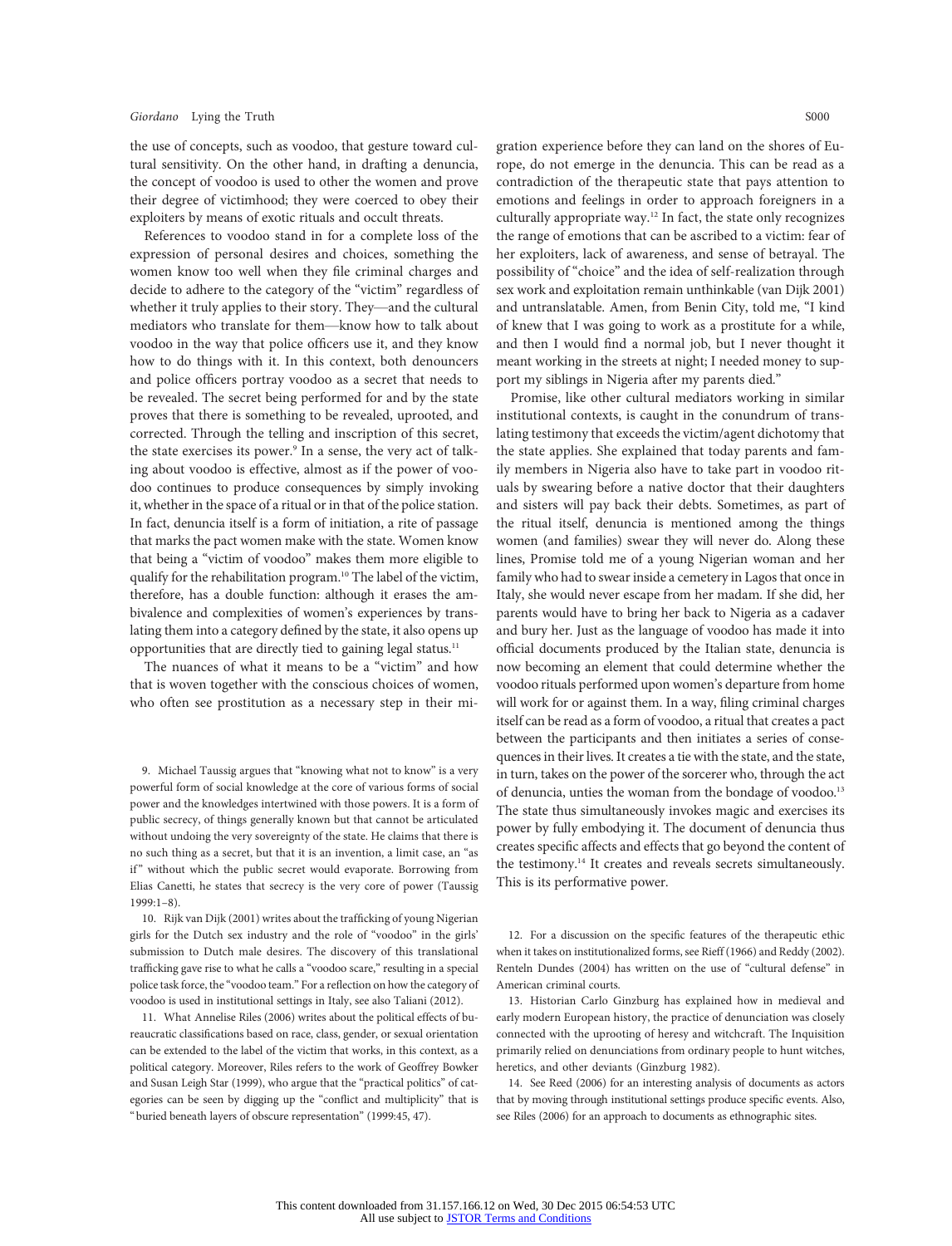the use of concepts, such as voodoo, that gesture toward cultural sensitivity. On the other hand, in drafting a denuncia, the concept of voodoo is used to other the women and prove their degree of victimhood; they were coerced to obey their exploiters by means of exotic rituals and occult threats.

References to voodoo stand in for a complete loss of the expression of personal desires and choices, something the women know too well when they file criminal charges and decide to adhere to the category of the "victim" regardless of whether it truly applies to their story. They—and the cultural mediators who translate for them—know how to talk about voodoo in the way that police officers use it, and they know how to do things with it. In this context, both denouncers and police officers portray voodoo as a secret that needs to be revealed. The secret being performed for and by the state proves that there is something to be revealed, uprooted, and corrected. Through the telling and inscription of this secret, the state exercises its power.[9] In a sense, the very act of talking about voodoo is effective, almost as if the power of voodoo continues to produce consequences by simply invoking it, whether in the space of a ritual or in that of the police station. In fact, denuncia itself is a form of initiation, a rite of passage that marks the pact women make with the state. Women know that being a "victim of voodoo" makes them more eligible to qualify for the rehabilitation program.[10] The label of the victim, therefore, has a double function: although it erases the ambivalence and complexities of women's experiences by translating them into a category defined by the state, it also opens up opportunities that are directly tied to gaining legal status.[11]

The nuances of what it means to be a "victim" and how that is woven together with the conscious choices of women, who often see prostitution as a necessary step in their migration experience before they can land on the shores of Europe, do not emerge in the denuncia. This can be read as a contradiction of the therapeutic state that pays attention to emotions and feelings in order to approach foreigners in a culturally appropriate way.[12] In fact, the state only recognizes the range of emotions that can be ascribed to a victim: fear of her exploiters, lack of awareness, and sense of betrayal. The possibility of "choice" and the idea of self-realization through sex work and exploitation remain unthinkable (van Dijk 2001) and untranslatable. Amen, from Benin City, told me, "I kind of knew that I was going to work as a prostitute for a while, and then I would find a normal job, but I never thought it meant working in the streets at night; I needed money to support my siblings in Nigeria after my parents died."

Promise, like other cultural mediators working in similar institutional contexts, is caught in the conundrum of translating testimony that exceeds the victim/agent dichotomy that the state applies. She explained that today parents and family members in Nigeria also have to take part in voodoo rituals by swearing before a native doctor that their daughters and sisters will pay back their debts. Sometimes, as part of the ritual itself, denuncia is mentioned among the things women (and families) swear they will never do. Along these lines, Promise told me of a young Nigerian woman and her family who had to swear inside a cemetery in Lagos that once in Italy, she would never escape from her madam. If she did, her parents would have to bring her back to Nigeria as a cadaver and bury her. Just as the language of voodoo has made it into official documents produced by the Italian state, denuncia is now becoming an element that could determine whether the voodoo rituals performed upon women's departure from home will work for or against them. In a way, filing criminal charges itself can be read as a form of voodoo, a ritual that creates a pact between the participants and then initiates a series of consequences in their lives. It creates a tie with the state, and the state, in turn, takes on the power of the sorcerer who, through the act of denuncia, unties the woman from the bondage of voodoo.[13] The state thus simultaneously invokes magic and exercises its power by fully embodying it. The document of denuncia thus creates specific affects and effects that go beyond the content of the testimony.[14] It creates and reveals secrets simultaneously. This is its performative power.

9. Michael Taussig argues that "knowing what not to know" is a very powerful form of social knowledge at the core of various forms of social power and the knowledges intertwined with those powers. It is a form of public secrecy, of things generally known but that cannot be articulated without undoing the very sovereignty of the state. He claims that there is no such thing as a secret, but that it is an invention, a limit case, an "as if" without which the public secret would evaporate. Borrowing from Elias Canetti, he states that secrecy is the very core of power (Taussig 1999:1–8).

10. Rijk van Dijk (2001) writes about the trafficking of young Nigerian girls for the Dutch sex industry and the role of "voodoo" in the girls' submission to Dutch male desires. The discovery of this translational trafficking gave rise to what he calls a "voodoo scare," resulting in a special police task force, the "voodoo team." For a reflection on how the category of voodoo is used in institutional settings in Italy, see also Taliani (2012).

11. What Annelise Riles (2006) writes about the political effects of bureaucratic classifications based on race, class, gender, or sexual orientation can be extended to the label of the victim that works, in this context, as a political category. Moreover, Riles refers to the work of Geoffrey Bowker and Susan Leigh Star (1999), who argue that the "practical politics" of categories can be seen by digging up the "conflict and multiplicity" that is "buried beneath layers of obscure representation" (1999:45, 47).

12. For a discussion on the specific features of the therapeutic ethic when it takes on institutionalized forms, see Rieff (1966) and Reddy (2002). Renteln Dundes (2004) has written on the use of "cultural defense" in American criminal courts.

13. Historian Carlo Ginzburg has explained how in medieval and early modern European history, the practice of denunciation was closely connected with the uprooting of heresy and witchcraft. The Inquisition primarily relied on denunciations from ordinary people to hunt witches, heretics, and other deviants (Ginzburg 1982).

14. See Reed (2006) for an interesting analysis of documents as actors that by moving through institutional settings produce specific events. Also, see Riles (2006) for an approach to documents as ethnographic sites.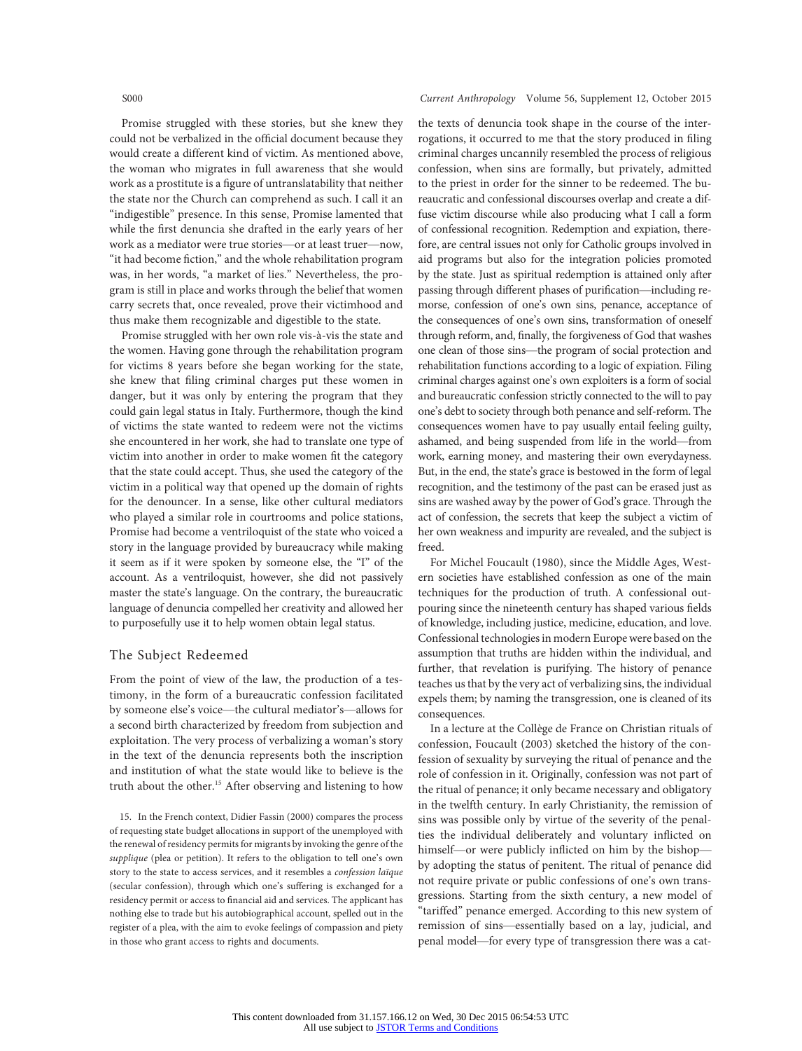Promise struggled with these stories, but she knew they could not be verbalized in the official document because they would create a different kind of victim. As mentioned above, the woman who migrates in full awareness that she would work as a prostitute is a figure of untranslatability that neither the state nor the Church can comprehend as such. I call it an "indigestible" presence. In this sense, Promise lamented that while the first denuncia she drafted in the early years of her work as a mediator were true stories—or at least truer—now, "it had become fiction," and the whole rehabilitation program was, in her words, "a market of lies." Nevertheless, the program is still in place and works through the belief that women carry secrets that, once revealed, prove their victimhood and thus make them recognizable and digestible to the state.

Promise struggled with her own role vis-à-vis the state and the women. Having gone through the rehabilitation program for victims 8 years before she began working for the state, she knew that filing criminal charges put these women in danger, but it was only by entering the program that they could gain legal status in Italy. Furthermore, though the kind of victims the state wanted to redeem were not the victims she encountered in her work, she had to translate one type of victim into another in order to make women fit the category that the state could accept. Thus, she used the category of the victim in a political way that opened up the domain of rights for the denouncer. In a sense, like other cultural mediators who played a similar role in courtrooms and police stations, Promise had become a ventriloquist of the state who voiced a story in the language provided by bureaucracy while making it seem as if it were spoken by someone else, the "I" of the account. As a ventriloquist, however, she did not passively master the state's language. On the contrary, the bureaucratic language of denuncia compelled her creativity and allowed her to purposefully use it to help women obtain legal status.

## The Subject Redeemed

From the point of view of the law, the production of a testimony, in the form of a bureaucratic confession facilitated by someone else's voice—the cultural mediator's—allows for a second birth characterized by freedom from subjection and exploitation. The very process of verbalizing a woman's story in the text of the denuncia represents both the inscription and institution of what the state would like to believe is the truth about the other.[15] After observing and listening to how the texts of denuncia took shape in the course of the interrogations, it occurred to me that the story produced in filing criminal charges uncannily resembled the process of religious confession, when sins are formally, but privately, admitted to the priest in order for the sinner to be redeemed. The bureaucratic and confessional discourses overlap and create a diffuse victim discourse while also producing what I call a form of confessional recognition. Redemption and expiation, therefore, are central issues not only for Catholic groups involved in aid programs but also for the integration policies promoted by the state. Just as spiritual redemption is attained only after passing through different phases of purification—including remorse, confession of one's own sins, penance, acceptance of the consequences of one's own sins, transformation of oneself through reform, and, finally, the forgiveness of God that washes one clean of those sins—the program of social protection and rehabilitation functions according to a logic of expiation. Filing criminal charges against one's own exploiters is a form of social and bureaucratic confession strictly connected to the will to pay one's debt to society through both penance and self-reform. The consequences women have to pay usually entail feeling guilty, ashamed, and being suspended from life in the world—from work, earning money, and mastering their own everydayness. But, in the end, the state's grace is bestowed in the form of legal recognition, and the testimony of the past can be erased just as sins are washed away by the power of God's grace. Through the act of confession, the secrets that keep the subject a victim of her own weakness and impurity are revealed, and the subject is freed.

For Michel Foucault (1980), since the Middle Ages, Western societies have established confession as one of the main techniques for the production of truth. A confessional outpouring since the nineteenth century has shaped various fields of knowledge, including justice, medicine, education, and love. Confessional technologies in modern Europe were based on the assumption that truths are hidden within the individual, and further, that revelation is purifying. The history of penance teaches us that by the very act of verbalizing sins, the individual expels them; by naming the transgression, one is cleaned of its consequences.

In a lecture at the Collège de France on Christian rituals of confession, Foucault (2003) sketched the history of the confession of sexuality by surveying the ritual of penance and the role of confession in it. Originally, confession was not part of the ritual of penance; it only became necessary and obligatory in the twelfth century. In early Christianity, the remission of sins was possible only by virtue of the severity of the penalties the individual deliberately and voluntary inflicted on himself—or were publicly inflicted on him by the bishop—by adopting the status of penitent. The ritual of penance did not require private or public confessions of one's own transgressions. Starting from the sixth century, a new model of "tariffed" penance emerged. According to this new system of remission of sins—essentially based on a lay, judicial, and penal model—for every type of transgression there was a cat-

15. In the French context, Didier Fassin (2000) compares the process of requesting state budget allocations in support of the unemployed with the renewal of residency permits for migrants by invoking the genre of the *supplique* (plea or petition). It refers to the obligation to tell one's own story to the state to access services, and it resembles a *confession laïque* (secular confession), through which one's suffering is exchanged for a residency permit or access to financial aid and services. The applicant has nothing else to trade but his autobiographical account, spelled out in the register of a plea, with the aim to evoke feelings of compassion and piety in those who grant access to rights and documents.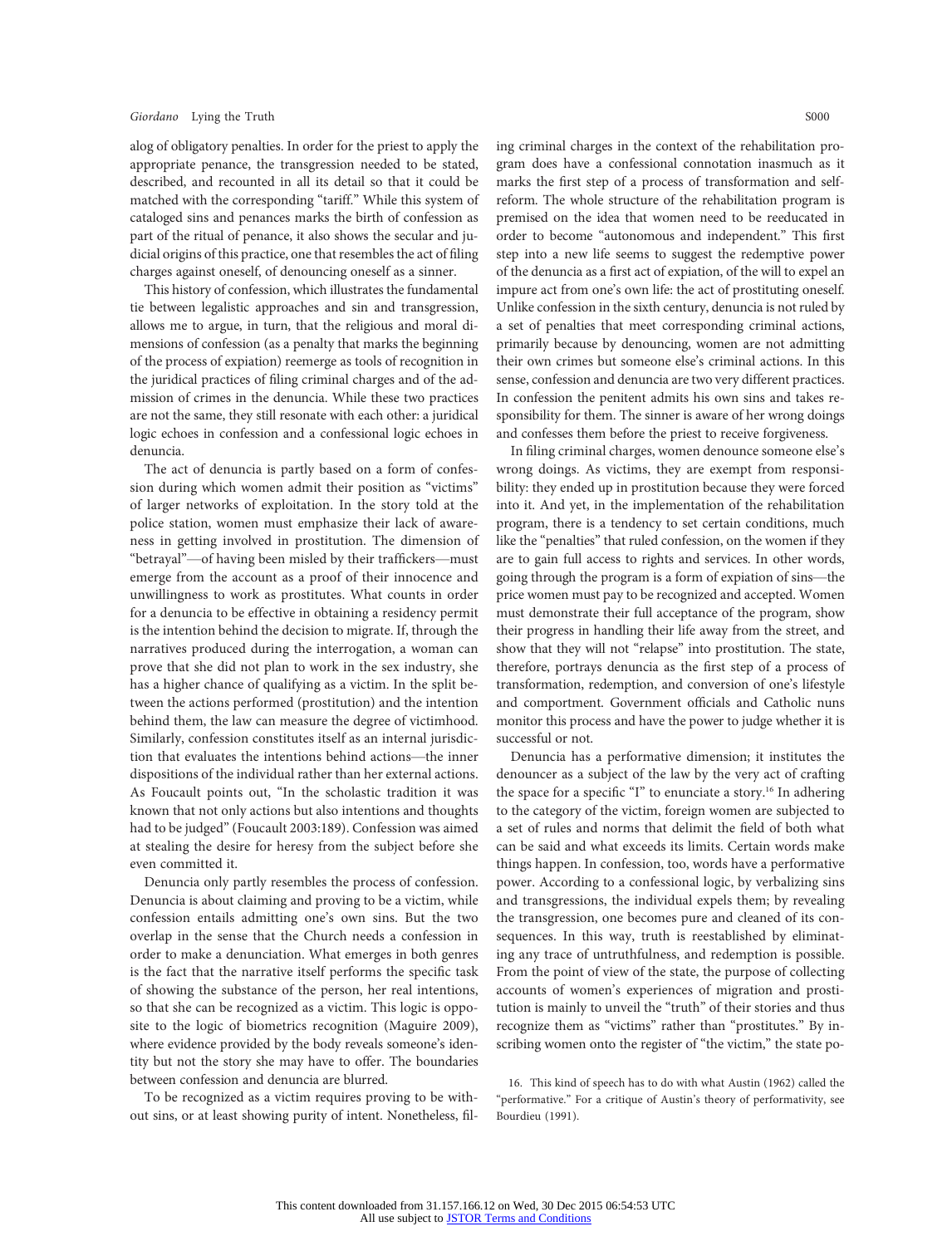alog of obligatory penalties. In order for the priest to apply the appropriate penance, the transgression needed to be stated, described, and recounted in all its detail so that it could be matched with the corresponding "tariff." While this system of cataloged sins and penances marks the birth of confession as part of the ritual of penance, it also shows the secular and judicial origins of this practice, one that resembles the act of filing charges against oneself, of denouncing oneself as a sinner.

This history of confession, which illustrates the fundamental tie between legalistic approaches and sin and transgression, allows me to argue, in turn, that the religious and moral dimensions of confession (as a penalty that marks the beginning of the process of expiation) reemerge as tools of recognition in the juridical practices of filing criminal charges and of the admission of crimes in the denuncia. While these two practices are not the same, they still resonate with each other: a juridical logic echoes in confession and a confessional logic echoes in denuncia.

The act of denuncia is partly based on a form of confession during which women admit their position as "victims" of larger networks of exploitation. In the story told at the police station, women must emphasize their lack of awareness in getting involved in prostitution. The dimension of "betrayal"—of having been misled by their traffickers—must emerge from the account as a proof of their innocence and unwillingness to work as prostitutes. What counts in order for a denuncia to be effective in obtaining a residency permit is the intention behind the decision to migrate. If, through the narratives produced during the interrogation, a woman can prove that she did not plan to work in the sex industry, she has a higher chance of qualifying as a victim. In the split between the actions performed (prostitution) and the intention behind them, the law can measure the degree of victimhood. Similarly, confession constitutes itself as an internal jurisdiction that evaluates the intentions behind actions—the inner dispositions of the individual rather than her external actions. As Foucault points out, "In the scholastic tradition it was known that not only actions but also intentions and thoughts had to be judged" (Foucault 2003:189). Confession was aimed at stealing the desire for heresy from the subject before she even committed it.

Denuncia only partly resembles the process of confession. Denuncia is about claiming and proving to be a victim, while confession entails admitting one's own sins. But the two overlap in the sense that the Church needs a confession in order to make a denunciation. What emerges in both genres is the fact that the narrative itself performs the specific task of showing the substance of the person, her real intentions, so that she can be recognized as a victim. This logic is opposite to the logic of biometrics recognition (Maguire 2009), where evidence provided by the body reveals someone's identity but not the story she may have to offer. The boundaries between confession and denuncia are blurred.

To be recognized as a victim requires proving to be without sins, or at least showing purity of intent. Nonetheless, filing criminal charges in the context of the rehabilitation program does have a confessional connotation inasmuch as it marks the first step of a process of transformation and self-reform. The whole structure of the rehabilitation program is premised on the idea that women need to be reeducated in order to become "autonomous and independent." This first step into a new life seems to suggest the redemptive power of the denuncia as a first act of expiation, of the will to expel an impure act from one's own life: the act of prostituting oneself. Unlike confession in the sixth century, denuncia is not ruled by a set of penalties that meet corresponding criminal actions, primarily because by denouncing, women are not admitting their own crimes but someone else's criminal actions. In this sense, confession and denuncia are two very different practices. In confession the penitent admits his own sins and takes responsibility for them. The sinner is aware of her wrong doings and confesses them before the priest to receive forgiveness.

In filing criminal charges, women denounce someone else's wrong doings. As victims, they are exempt from responsibility: they ended up in prostitution because they were forced into it. And yet, in the implementation of the rehabilitation program, there is a tendency to set certain conditions, much like the "penalties" that ruled confession, on the women if they are to gain full access to rights and services. In other words, going through the program is a form of expiation of sins—the price women must pay to be recognized and accepted. Women must demonstrate their full acceptance of the program, show their progress in handling their life away from the street, and show that they will not "relapse" into prostitution. The state, therefore, portrays denuncia as the first step of a process of transformation, redemption, and conversion of one's lifestyle and comportment. Government officials and Catholic nuns monitor this process and have the power to judge whether it is successful or not.

Denuncia has a performative dimension; it institutes the denouncer as a subject of the law by the very act of crafting the space for a specific "I" to enunciate a story.[16] In adhering to the category of the victim, foreign women are subjected to a set of rules and norms that delimit the field of both what can be said and what exceeds its limits. Certain words make things happen. In confession, too, words have a performative power. According to a confessional logic, by verbalizing sins and transgressions, the individual expels them; by revealing the transgression, one becomes pure and cleaned of its consequences. In this way, truth is reestablished by eliminating any trace of untruthfulness, and redemption is possible. From the point of view of the state, the purpose of collecting accounts of women's experiences of migration and prostitution is mainly to unveil the "truth" of their stories and thus recognize them as "victims" rather than "prostitutes." By inscribing women onto the register of "the victim," the state po-

16. This kind of speech has to do with what Austin (1962) called the "performative." For a critique of Austin's theory of performativity, see Bourdieu (1991).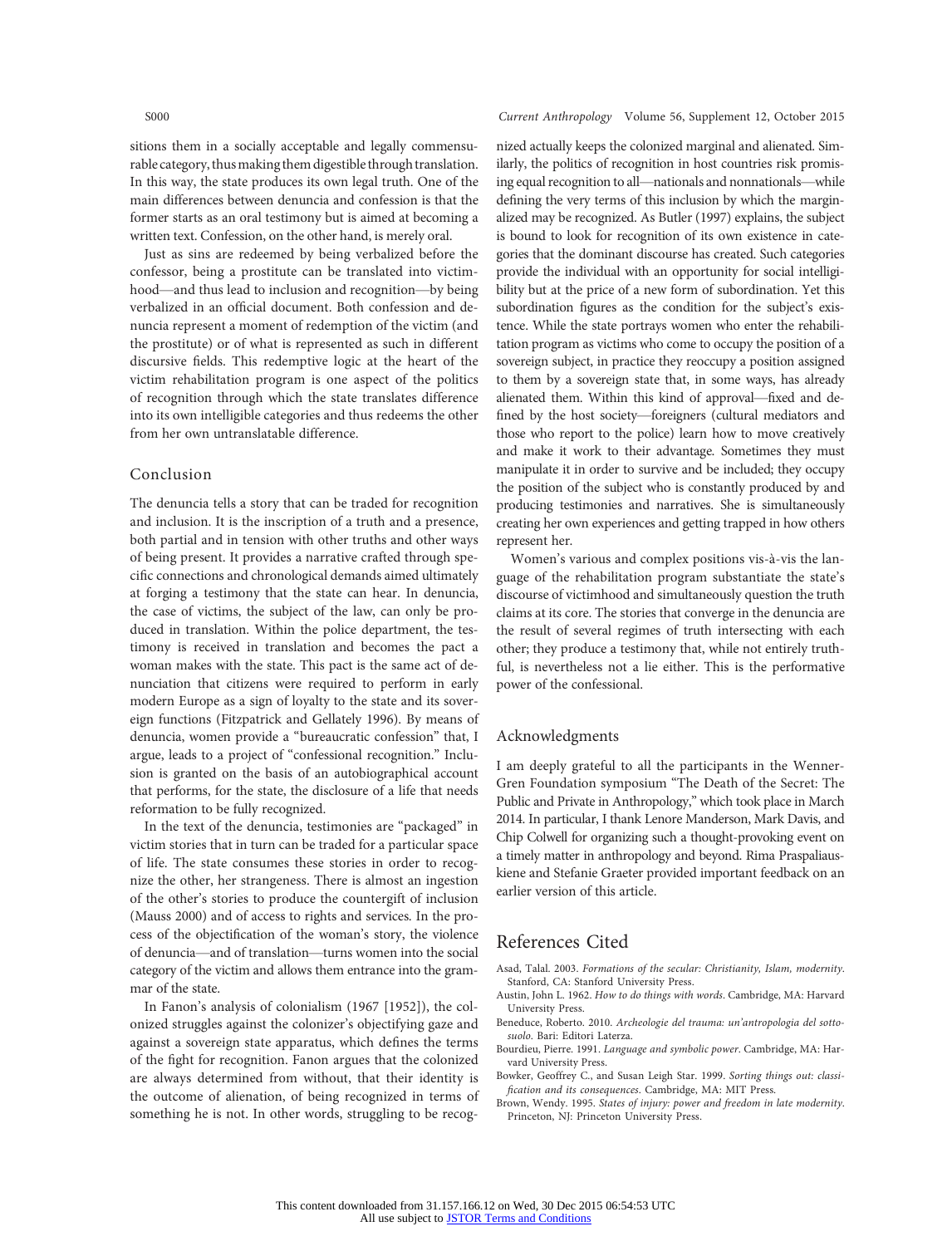sitions them in a socially acceptable and legally commensurable category, thus making them digestible through translation. In this way, the state produces its own legal truth. One of the main differences between denuncia and confession is that the former starts as an oral testimony but is aimed at becoming a written text. Confession, on the other hand, is merely oral.

Just as sins are redeemed by being verbalized before the confessor, being a prostitute can be translated into victimhood—and thus lead to inclusion and recognition—by being verbalized in an official document. Both confession and denuncia represent a moment of redemption of the victim (and the prostitute) or of what is represented as such in different discursive fields. This redemptive logic at the heart of the victim rehabilitation program is one aspect of the politics of recognition through which the state translates difference into its own intelligible categories and thus redeems the other from her own untranslatable difference.

## Conclusion

The denuncia tells a story that can be traded for recognition and inclusion. It is the inscription of a truth and a presence, both partial and in tension with other truths and other ways of being present. It provides a narrative crafted through specific connections and chronological demands aimed ultimately at forging a testimony that the state can hear. In denuncia, the case of victims, the subject of the law, can only be produced in translation. Within the police department, the testimony is received in translation and becomes the pact a woman makes with the state. This pact is the same act of denunciation that citizens were required to perform in early modern Europe as a sign of loyalty to the state and its sovereign functions (Fitzpatrick and Gellately 1996). By means of denuncia, women provide a "bureaucratic confession" that, I argue, leads to a project of "confessional recognition." Inclusion is granted on the basis of an autobiographical account that performs, for the state, the disclosure of a life that needs reformation to be fully recognized.

In the text of the denuncia, testimonies are "packaged" in victim stories that in turn can be traded for a particular space of life. The state consumes these stories in order to recognize the other, her strangeness. There is almost an ingestion of the other's stories to produce the countergift of inclusion (Mauss 2000) and of access to rights and services. In the process of the objectification of the woman's story, the violence of denuncia—and of translation—turns women into the social category of the victim and allows them entrance into the grammar of the state.

In Fanon's analysis of colonialism (1967 [1952]), the colonized struggles against the colonizer's objectifying gaze and against a sovereign state apparatus, which defines the terms of the fight for recognition. Fanon argues that the colonized are always determined from without, that their identity is the outcome of alienation, of being recognized in terms of something he is not. In other words, struggling to be recognized actually keeps the colonized marginal and alienated. Similarly, the politics of recognition in host countries risk promising equal recognition to all—nationals and nonnationals—while defining the very terms of this inclusion by which the marginalized may be recognized. As Butler (1997) explains, the subject is bound to look for recognition of its own existence in categories that the dominant discourse has created. Such categories provide the individual with an opportunity for social intelligibility but at the price of a new form of subordination. Yet this subordination figures as the condition for the subject's existence. While the state portrays women who enter the rehabilitation program as victims who come to occupy the position of a sovereign subject, in practice they reoccupy a position assigned to them by a sovereign state that, in some ways, has already alienated them. Within this kind of approval—fixed and defined by the host society—foreigners (cultural mediators and those who report to the police) learn how to move creatively and make it work to their advantage. Sometimes they must manipulate it in order to survive and be included; they occupy the position of the subject who is constantly produced by and producing testimonies and narratives. She is simultaneously creating her own experiences and getting trapped in how others represent her.

Women's various and complex positions vis-à-vis the language of the rehabilitation program substantiate the state's discourse of victimhood and simultaneously question the truth claims at its core. The stories that converge in the denuncia are the result of several regimes of truth intersecting with each other; they produce a testimony that, while not entirely truthful, is nevertheless not a lie either. This is the performative power of the confessional.

## Acknowledgments

I am deeply grateful to all the participants in the Wenner-Gren Foundation symposium "The Death of the Secret: The Public and Private in Anthropology," which took place in March 2014. In particular, I thank Lenore Manderson, Mark Davis, and Chip Colwell for organizing such a thought-provoking event on a timely matter in anthropology and beyond. Rima Praspaliauskiene and Stefanie Graeter provided important feedback on an earlier version of this article.

## References Cited

Asad, Talal. 2003. *Formations of the secular: Christianity, Islam, modernity*. Stanford, CA: Stanford University Press.

Austin, John L. 1962. *How to do things with words*. Cambridge, MA: Harvard University Press.

Beneduce, Roberto. 2010. *Archeologie del trauma: un'antropologia del sottosuolo*. Bari: Editori Laterza.

Bourdieu, Pierre. 1991. *Language and symbolic power*. Cambridge, MA: Harvard University Press.

Bowker, Geoffrey C., and Susan Leigh Star. 1999. *Sorting things out: classification and its consequences*. Cambridge, MA: MIT Press.

Brown, Wendy. 1995. *States of injury: power and freedom in late modernity*. Princeton, NJ: Princeton University Press.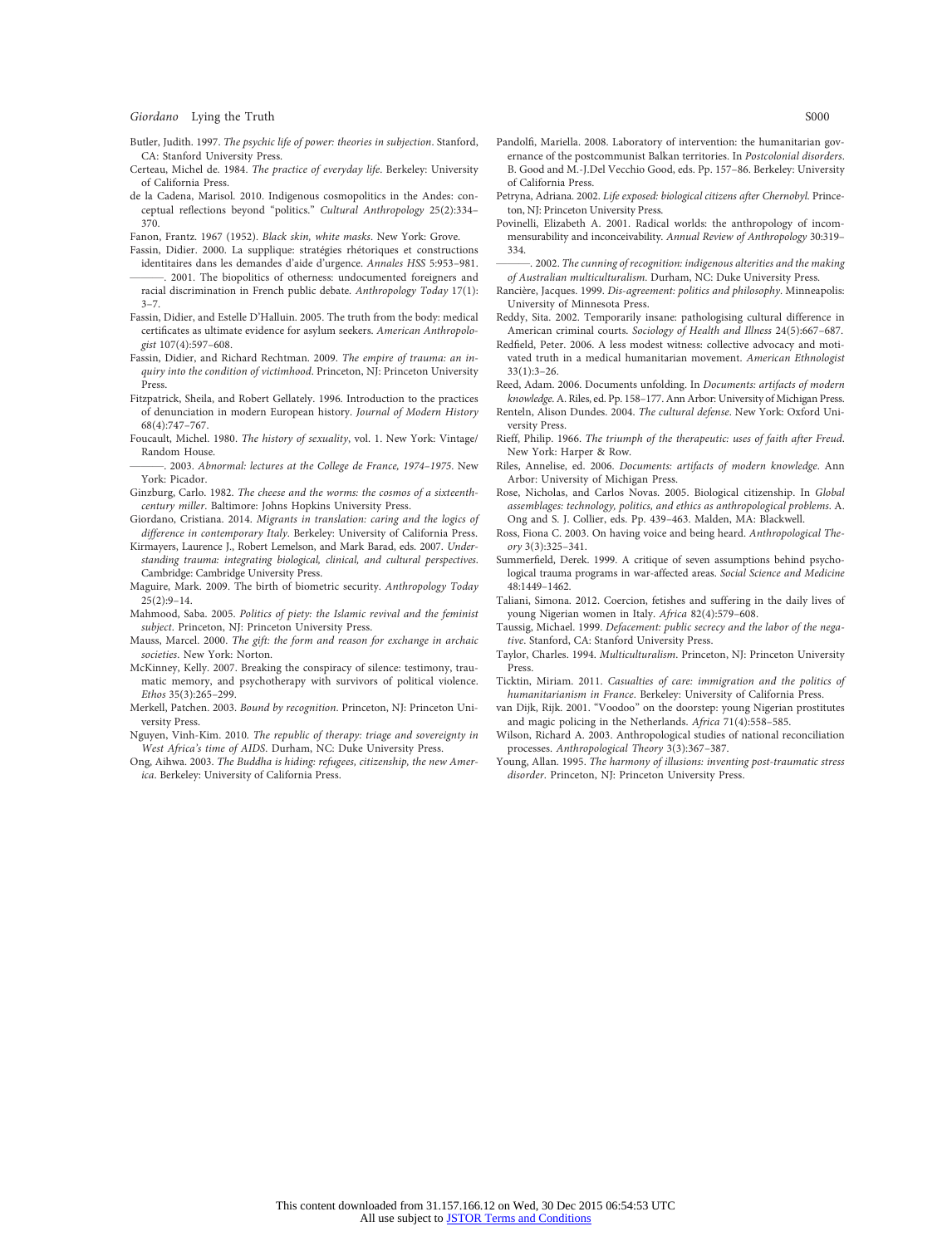Butler, Judith. 1997. *The psychic life of power: theories in subjection*. Stanford, CA: Stanford University Press.

Certeau, Michel de. 1984. *The practice of everyday life*. Berkeley: University of California Press.

de la Cadena, Marisol. 2010. Indigenous cosmopolitics in the Andes: conceptual reflections beyond "politics." *Cultural Anthropology* 25(2):334–370.

Fanon, Frantz. 1967 (1952). *Black skin, white masks*. New York: Grove.

Fassin, Didier. 2000. La supplique: stratégies rhétoriques et constructions identitaires dans les demandes d'aide d'urgence. *Annales HSS* 5:953–981.

———. 2001. The biopolitics of otherness: undocumented foreigners and racial discrimination in French public debate. *Anthropology Today* 17(1):3–7.

Fassin, Didier, and Estelle D'Halluin. 2005. The truth from the body: medical certificates as ultimate evidence for asylum seekers. *American Anthropologist* 107(4):597–608.

Fassin, Didier, and Richard Rechtman. 2009. *The empire of trauma: an inquiry into the condition of victimhood*. Princeton, NJ: Princeton University Press.

Fitzpatrick, Sheila, and Robert Gellately. 1996. Introduction to the practices of denunciation in modern European history. *Journal of Modern History* 68(4):747–767.

Foucault, Michel. 1980. *The history of sexuality*, vol. 1. New York: Vintage/Random House.

———. 2003. *Abnormal: lectures at the College de France, 1974–1975*. New York: Picador.

Ginzburg, Carlo. 1982. *The cheese and the worms: the cosmos of a sixteenth-century miller*. Baltimore: Johns Hopkins University Press.

Giordano, Cristiana. 2014. *Migrants in translation: caring and the logics of difference in contemporary Italy*. Berkeley: University of California Press.

Kirmayers, Laurence J., Robert Lemelson, and Mark Barad, eds. 2007. *Understanding trauma: integrating biological, clinical, and cultural perspectives*. Cambridge: Cambridge University Press.

Maguire, Mark. 2009. The birth of biometric security. *Anthropology Today* 25(2):9–14.

Mahmood, Saba. 2005. *Politics of piety: the Islamic revival and the feminist subject*. Princeton, NJ: Princeton University Press.

Mauss, Marcel. 2000. *The gift: the form and reason for exchange in archaic societies*. New York: Norton.

McKinney, Kelly. 2007. Breaking the conspiracy of silence: testimony, traumatic memory, and psychotherapy with survivors of political violence. *Ethos* 35(3):265–299.

Merkell, Patchen. 2003. *Bound by recognition*. Princeton, NJ: Princeton University Press.

Nguyen, Vinh-Kim. 2010. *The republic of therapy: triage and sovereignty in West Africa's time of AIDS*. Durham, NC: Duke University Press.

Ong, Aihwa. 2003. *The Buddha is hiding: refugees, citizenship, the new America*. Berkeley: University of California Press.

Pandolfi, Mariella. 2008. Laboratory of intervention: the humanitarian governance of the postcommunist Balkan territories. In *Postcolonial disorders*. B. Good and M.-J.Del Vecchio Good, eds. Pp. 157–86. Berkeley: University of California Press.

Petryna, Adriana. 2002. *Life exposed: biological citizens after Chernobyl*. Princeton, NJ: Princeton University Press.

Povinelli, Elizabeth A. 2001. Radical worlds: the anthropology of incommensurability and inconceivability. *Annual Review of Anthropology* 30:319–334.

———. 2002. *The cunning of recognition: indigenous alterities and the making of Australian multiculturalism*. Durham, NC: Duke University Press.

Rancière, Jacques. 1999. *Dis-agreement: politics and philosophy*. Minneapolis: University of Minnesota Press.

Reddy, Sita. 2002. Temporarily insane: pathologising cultural difference in American criminal courts. *Sociology of Health and Illness* 24(5):667–687.

Redfield, Peter. 2006. A less modest witness: collective advocacy and motivated truth in a medical humanitarian movement. *American Ethnologist* 33(1):3–26.

Reed, Adam. 2006. Documents unfolding. In *Documents: artifacts of modern knowledge*. A. Riles, ed. Pp. 158–177. Ann Arbor: University of Michigan Press.

Renteln, Alison Dundes. 2004. *The cultural defense*. New York: Oxford University Press.

Rieff, Philip. 1966. *The triumph of the therapeutic: uses of faith after Freud*. New York: Harper & Row.

Riles, Annelise, ed. 2006. *Documents: artifacts of modern knowledge*. Ann Arbor: University of Michigan Press.

Rose, Nicholas, and Carlos Novas. 2005. Biological citizenship. In *Global assemblages: technology, politics, and ethics as anthropological problems*. A. Ong and S. J. Collier, eds. Pp. 439–463. Malden, MA: Blackwell.

Ross, Fiona C. 2003. On having voice and being heard. *Anthropological Theory* 3(3):325–341.

Summerfield, Derek. 1999. A critique of seven assumptions behind psychological trauma programs in war-affected areas. *Social Science and Medicine* 48:1449–1462.

Taliani, Simona. 2012. Coercion, fetishes and suffering in the daily lives of young Nigerian women in Italy. *Africa* 82(4):579–608.

Taussig, Michael. 1999. *Defacement: public secrecy and the labor of the negative*. Stanford, CA: Stanford University Press.

Taylor, Charles. 1994. *Multiculturalism*. Princeton, NJ: Princeton University Press.

Ticktin, Miriam. 2011. *Casualties of care: immigration and the politics of humanitarianism in France*. Berkeley: University of California Press.

van Dijk, Rijk. 2001. "Voodoo" on the doorstep: young Nigerian prostitutes and magic policing in the Netherlands. *Africa* 71(4):558–585.

Wilson, Richard A. 2003. Anthropological studies of national reconciliation processes. *Anthropological Theory* 3(3):367–387.

Young, Allan. 1995. *The harmony of illusions: inventing post-traumatic stress disorder*. Princeton, NJ: Princeton University Press.